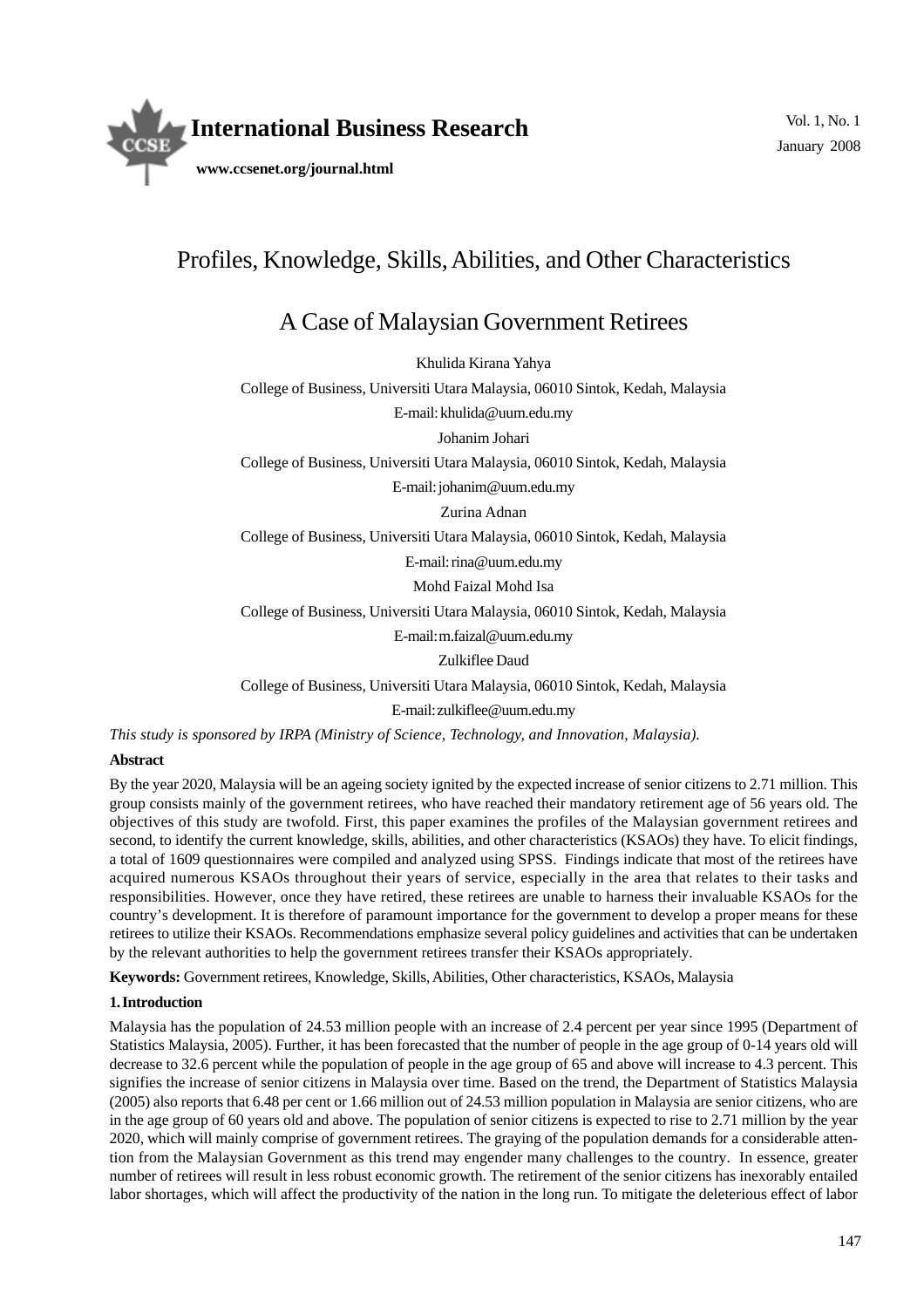# Profiles, Knowledge, Skills, Abilities, and Other Characteristics

## A Case of Malaysian Government Retirees

Khulida Kirana Yahya

College of Business, Universiti Utara Malaysia, 06010 Sintok, Kedah, Malaysia

E-mail: khulida@uum.edu.my

Johanim Johari

College of Business, Universiti Utara Malaysia, 06010 Sintok, Kedah, Malaysia

E-mail: johanim@uum.edu.my

Zurina Adnan

College of Business, Universiti Utara Malaysia, 06010 Sintok, Kedah, Malaysia

E-mail: rina@uum.edu.my

Mohd Faizal Mohd Isa

College of Business, Universiti Utara Malaysia, 06010 Sintok, Kedah, Malaysia

E-mail: m.faizal@uum.edu.my

Zulkiflee Daud

College of Business, Universiti Utara Malaysia, 06010 Sintok, Kedah, Malaysia

E-mail: zulkiflee@uum.edu.my

*This study is sponsored by IRPA (Ministry of Science, Technology, and Innovation, Malaysia).*

**Abstract**

By the year 2020, Malaysia will be an ageing society ignited by the expected increase of senior citizens to 2.71 million. This group consists mainly of the government retirees, who have reached their mandatory retirement age of 56 years old. The objectives of this study are twofold. First, this paper examines the profiles of the Malaysian government retirees and second, to identify the current knowledge, skills, abilities, and other characteristics (KSAOs) they have. To elicit findings, a total of 1609 questionnaires were compiled and analyzed using SPSS. Findings indicate that most of the retirees have acquired numerous KSAOs throughout their years of service, especially in the area that relates to their tasks and responsibilities. However, once they have retired, these retirees are unable to harness their invaluable KSAOs for the country's development. It is therefore of paramount importance for the government to develop a proper means for these retirees to utilize their KSAOs. Recommendations emphasize several policy guidelines and activities that can be undertaken by the relevant authorities to help the government retirees transfer their KSAOs appropriately.

**Keywords:** Government retirees, Knowledge, Skills, Abilities, Other characteristics, KSAOs, Malaysia

## 1. Introduction

Malaysia has the population of 24.53 million people with an increase of 2.4 percent per year since 1995 (Department of Statistics Malaysia, 2005). Further, it has been forecasted that the number of people in the age group of 0-14 years old will decrease to 32.6 percent while the population of people in the age group of 65 and above will increase to 4.3 percent. This signifies the increase of senior citizens in Malaysia over time. Based on the trend, the Department of Statistics Malaysia (2005) also reports that 6.48 per cent or 1.66 million out of 24.53 million population in Malaysia are senior citizens, who are in the age group of 60 years old and above. The population of senior citizens is expected to rise to 2.71 million by the year 2020, which will mainly comprise of government retirees. The graying of the population demands for a considerable attention from the Malaysian Government as this trend may engender many challenges to the country. In essence, greater number of retirees will result in less robust economic growth. The retirement of the senior citizens has inexorably entailed labor shortages, which will affect the productivity of the nation in the long run. To mitigate the deleterious effect of labor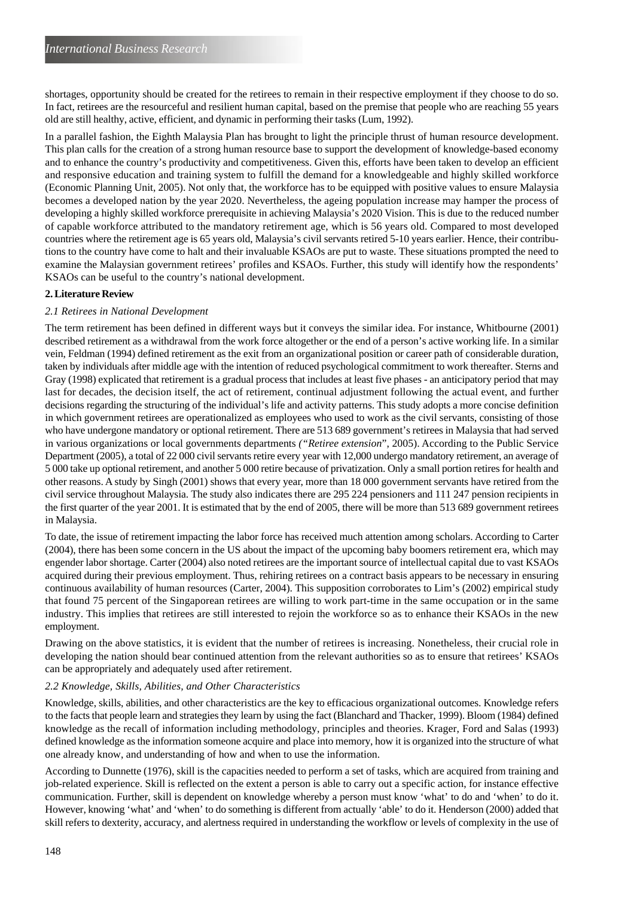shortages, opportunity should be created for the retirees to remain in their respective employment if they choose to do so. In fact, retirees are the resourceful and resilient human capital, based on the premise that people who are reaching 55 years old are still healthy, active, efficient, and dynamic in performing their tasks (Lum, 1992).

In a parallel fashion, the Eighth Malaysia Plan has brought to light the principle thrust of human resource development. This plan calls for the creation of a strong human resource base to support the development of knowledge-based economy and to enhance the country's productivity and competitiveness. Given this, efforts have been taken to develop an efficient and responsive education and training system to fulfill the demand for a knowledgeable and highly skilled workforce (Economic Planning Unit, 2005). Not only that, the workforce has to be equipped with positive values to ensure Malaysia becomes a developed nation by the year 2020. Nevertheless, the ageing population increase may hamper the process of developing a highly skilled workforce prerequisite in achieving Malaysia's 2020 Vision. This is due to the reduced number of capable workforce attributed to the mandatory retirement age, which is 56 years old. Compared to most developed countries where the retirement age is 65 years old, Malaysia's civil servants retired 5-10 years earlier. Hence, their contributions to the country have come to halt and their invaluable KSAOs are put to waste. These situations prompted the need to examine the Malaysian government retirees' profiles and KSAOs. Further, this study will identify how the respondents' KSAOs can be useful to the country's national development.

## 2. Literature Review

### *2.1 Retirees in National Development*

The term retirement has been defined in different ways but it conveys the similar idea. For instance, Whitbourne (2001) described retirement as a withdrawal from the work force altogether or the end of a person's active working life. In a similar vein, Feldman (1994) defined retirement as the exit from an organizational position or career path of considerable duration, taken by individuals after middle age with the intention of reduced psychological commitment to work thereafter. Sterns and Gray (1998) explicated that retirement is a gradual process that includes at least five phases - an anticipatory period that may last for decades, the decision itself, the act of retirement, continual adjustment following the actual event, and further decisions regarding the structuring of the individual's life and activity patterns. This study adopts a more concise definition in which government retirees are operationalized as employees who used to work as the civil servants, consisting of those who have undergone mandatory or optional retirement. There are 513 689 government's retirees in Malaysia that had served in various organizations or local governments departments *("Retiree extension"*, 2005). According to the Public Service Department (2005), a total of 22 000 civil servants retire every year with 12,000 undergo mandatory retirement, an average of 5 000 take up optional retirement, and another 5 000 retire because of privatization. Only a small portion retires for health and other reasons. A study by Singh (2001) shows that every year, more than 18 000 government servants have retired from the civil service throughout Malaysia. The study also indicates there are 295 224 pensioners and 111 247 pension recipients in the first quarter of the year 2001. It is estimated that by the end of 2005, there will be more than 513 689 government retirees in Malaysia.

To date, the issue of retirement impacting the labor force has received much attention among scholars. According to Carter (2004), there has been some concern in the US about the impact of the upcoming baby boomers retirement era, which may engender labor shortage. Carter (2004) also noted retirees are the important source of intellectual capital due to vast KSAOs acquired during their previous employment. Thus, rehiring retirees on a contract basis appears to be necessary in ensuring continuous availability of human resources (Carter, 2004). This supposition corroborates to Lim's (2002) empirical study that found 75 percent of the Singaporean retirees are willing to work part-time in the same occupation or in the same industry. This implies that retirees are still interested to rejoin the workforce so as to enhance their KSAOs in the new employment.

Drawing on the above statistics, it is evident that the number of retirees is increasing. Nonetheless, their crucial role in developing the nation should bear continued attention from the relevant authorities so as to ensure that retirees' KSAOs can be appropriately and adequately used after retirement.

### *2.2 Knowledge, Skills, Abilities, and Other Characteristics*

Knowledge, skills, abilities, and other characteristics are the key to efficacious organizational outcomes. Knowledge refers to the facts that people learn and strategies they learn by using the fact (Blanchard and Thacker, 1999). Bloom (1984) defined knowledge as the recall of information including methodology, principles and theories. Krager, Ford and Salas (1993) defined knowledge as the information someone acquire and place into memory, how it is organized into the structure of what one already know, and understanding of how and when to use the information.

According to Dunnette (1976), skill is the capacities needed to perform a set of tasks, which are acquired from training and job-related experience. Skill is reflected on the extent a person is able to carry out a specific action, for instance effective communication. Further, skill is dependent on knowledge whereby a person must know 'what' to do and 'when' to do it. However, knowing 'what' and 'when' to do something is different from actually 'able' to do it. Henderson (2000) added that skill refers to dexterity, accuracy, and alertness required in understanding the workflow or levels of complexity in the use of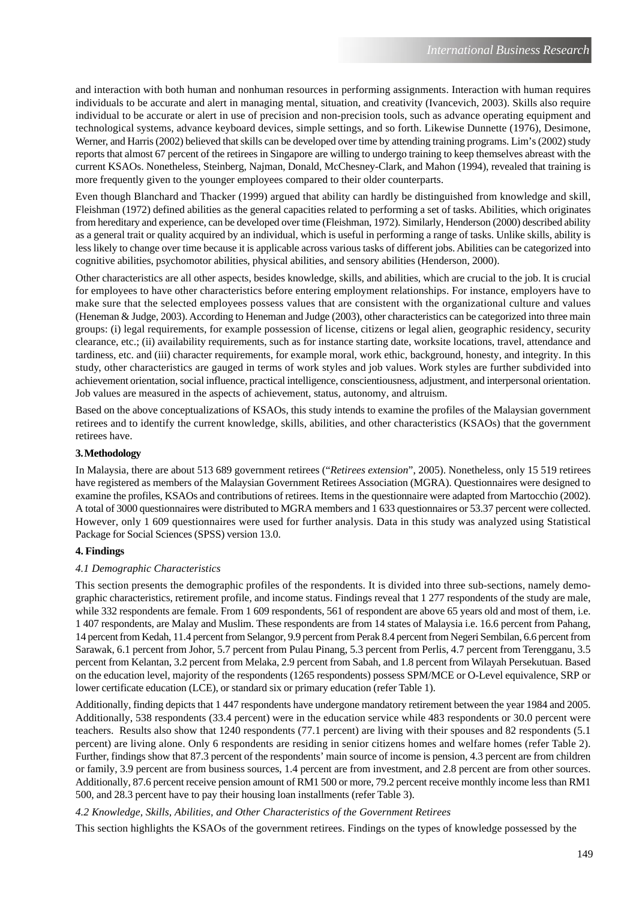and interaction with both human and nonhuman resources in performing assignments. Interaction with human requires individuals to be accurate and alert in managing mental, situation, and creativity (Ivancevich, 2003). Skills also require individual to be accurate or alert in use of precision and non-precision tools, such as advance operating equipment and technological systems, advance keyboard devices, simple settings, and so forth. Likewise Dunnette (1976), Desimone, Werner, and Harris (2002) believed that skills can be developed over time by attending training programs. Lim's (2002) study reports that almost 67 percent of the retirees in Singapore are willing to undergo training to keep themselves abreast with the current KSAOs. Nonetheless, Steinberg, Najman, Donald, McChesney-Clark, and Mahon (1994), revealed that training is more frequently given to the younger employees compared to their older counterparts.

Even though Blanchard and Thacker (1999) argued that ability can hardly be distinguished from knowledge and skill, Fleishman (1972) defined abilities as the general capacities related to performing a set of tasks. Abilities, which originates from hereditary and experience, can be developed over time (Fleishman, 1972). Similarly, Henderson (2000) described ability as a general trait or quality acquired by an individual, which is useful in performing a range of tasks. Unlike skills, ability is less likely to change over time because it is applicable across various tasks of different jobs. Abilities can be categorized into cognitive abilities, psychomotor abilities, physical abilities, and sensory abilities (Henderson, 2000).

Other characteristics are all other aspects, besides knowledge, skills, and abilities, which are crucial to the job. It is crucial for employees to have other characteristics before entering employment relationships. For instance, employers have to make sure that the selected employees possess values that are consistent with the organizational culture and values (Heneman & Judge, 2003). According to Heneman and Judge (2003), other characteristics can be categorized into three main groups: (i) legal requirements, for example possession of license, citizens or legal alien, geographic residency, security clearance, etc.; (ii) availability requirements, such as for instance starting date, worksite locations, travel, attendance and tardiness, etc. and (iii) character requirements, for example moral, work ethic, background, honesty, and integrity. In this study, other characteristics are gauged in terms of work styles and job values. Work styles are further subdivided into achievement orientation, social influence, practical intelligence, conscientiousness, adjustment, and interpersonal orientation. Job values are measured in the aspects of achievement, status, autonomy, and altruism.

Based on the above conceptualizations of KSAOs, this study intends to examine the profiles of the Malaysian government retirees and to identify the current knowledge, skills, abilities, and other characteristics (KSAOs) that the government retirees have.

## 3. Methodology

In Malaysia, there are about 513 689 government retirees ("*Retirees extension*", 2005). Nonetheless, only 15 519 retirees have registered as members of the Malaysian Government Retirees Association (MGRA). Questionnaires were designed to examine the profiles, KSAOs and contributions of retirees. Items in the questionnaire were adapted from Martocchio (2002). A total of 3000 questionnaires were distributed to MGRA members and 1 633 questionnaires or 53.37 percent were collected. However, only 1 609 questionnaires were used for further analysis. Data in this study was analyzed using Statistical Package for Social Sciences (SPSS) version 13.0.

## 4. Findings

### *4.1 Demographic Characteristics*

This section presents the demographic profiles of the respondents. It is divided into three sub-sections, namely demographic characteristics, retirement profile, and income status. Findings reveal that 1 277 respondents of the study are male, while 332 respondents are female. From 1 609 respondents, 561 of respondent are above 65 years old and most of them, i.e. 1 407 respondents, are Malay and Muslim. These respondents are from 14 states of Malaysia i.e. 16.6 percent from Pahang, 14 percent from Kedah, 11.4 percent from Selangor, 9.9 percent from Perak 8.4 percent from Negeri Sembilan, 6.6 percent from Sarawak, 6.1 percent from Johor, 5.7 percent from Pulau Pinang, 5.3 percent from Perlis, 4.7 percent from Terengganu, 3.5 percent from Kelantan, 3.2 percent from Melaka, 2.9 percent from Sabah, and 1.8 percent from Wilayah Persekutuan. Based on the education level, majority of the respondents (1265 respondents) possess SPM/MCE or O-Level equivalence, SRP or lower certificate education (LCE), or standard six or primary education (refer Table 1).

Additionally, finding depicts that 1 447 respondents have undergone mandatory retirement between the year 1984 and 2005. Additionally, 538 respondents (33.4 percent) were in the education service while 483 respondents or 30.0 percent were teachers. Results also show that 1240 respondents (77.1 percent) are living with their spouses and 82 respondents (5.1 percent) are living alone. Only 6 respondents are residing in senior citizens homes and welfare homes (refer Table 2). Further, findings show that 87.3 percent of the respondents' main source of income is pension, 4.3 percent are from children or family, 3.9 percent are from business sources, 1.4 percent are from investment, and 2.8 percent are from other sources. Additionally, 87.6 percent receive pension amount of RM1 500 or more, 79.2 percent receive monthly income less than RM1 500, and 28.3 percent have to pay their housing loan installments (refer Table 3).

### *4.2 Knowledge, Skills, Abilities, and Other Characteristics of the Government Retirees*

This section highlights the KSAOs of the government retirees. Findings on the types of knowledge possessed by the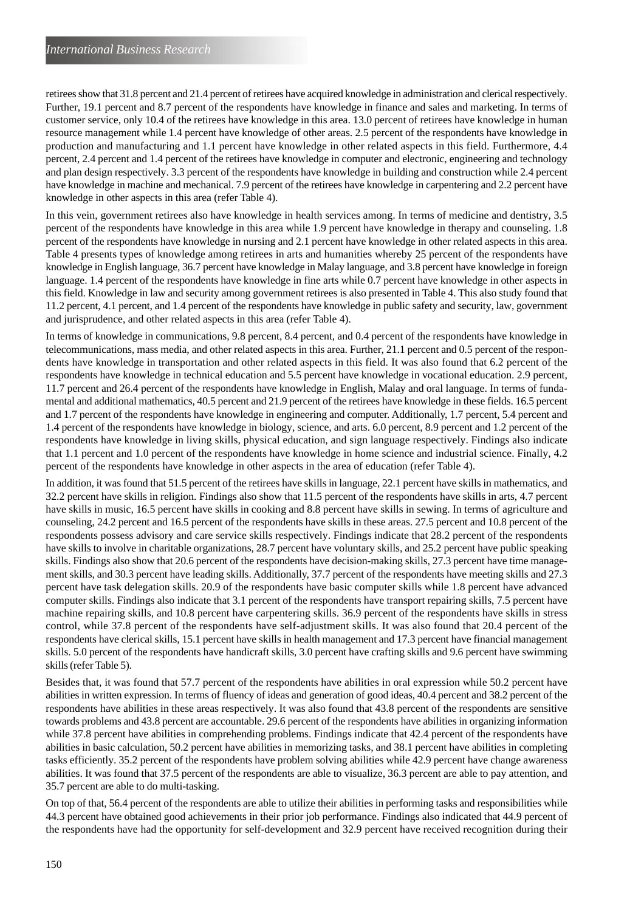retirees show that 31.8 percent and 21.4 percent of retirees have acquired knowledge in administration and clerical respectively. Further, 19.1 percent and 8.7 percent of the respondents have knowledge in finance and sales and marketing. In terms of customer service, only 10.4 of the retirees have knowledge in this area. 13.0 percent of retirees have knowledge in human resource management while 1.4 percent have knowledge of other areas. 2.5 percent of the respondents have knowledge in production and manufacturing and 1.1 percent have knowledge in other related aspects in this field. Furthermore, 4.4 percent, 2.4 percent and 1.4 percent of the retirees have knowledge in computer and electronic, engineering and technology and plan design respectively. 3.3 percent of the respondents have knowledge in building and construction while 2.4 percent have knowledge in machine and mechanical. 7.9 percent of the retirees have knowledge in carpentering and 2.2 percent have knowledge in other aspects in this area (refer Table 4).

In this vein, government retirees also have knowledge in health services among. In terms of medicine and dentistry, 3.5 percent of the respondents have knowledge in this area while 1.9 percent have knowledge in therapy and counseling. 1.8 percent of the respondents have knowledge in nursing and 2.1 percent have knowledge in other related aspects in this area. Table 4 presents types of knowledge among retirees in arts and humanities whereby 25 percent of the respondents have knowledge in English language, 36.7 percent have knowledge in Malay language, and 3.8 percent have knowledge in foreign language. 1.4 percent of the respondents have knowledge in fine arts while 0.7 percent have knowledge in other aspects in this field. Knowledge in law and security among government retirees is also presented in Table 4. This also study found that 11.2 percent, 4.1 percent, and 1.4 percent of the respondents have knowledge in public safety and security, law, government and jurisprudence, and other related aspects in this area (refer Table 4).

In terms of knowledge in communications, 9.8 percent, 8.4 percent, and 0.4 percent of the respondents have knowledge in telecommunications, mass media, and other related aspects in this area. Further, 21.1 percent and 0.5 percent of the respondents have knowledge in transportation and other related aspects in this field. It was also found that 6.2 percent of the respondents have knowledge in technical education and 5.5 percent have knowledge in vocational education. 2.9 percent, 11.7 percent and 26.4 percent of the respondents have knowledge in English, Malay and oral language. In terms of fundamental and additional mathematics, 40.5 percent and 21.9 percent of the retirees have knowledge in these fields. 16.5 percent and 1.7 percent of the respondents have knowledge in engineering and computer. Additionally, 1.7 percent, 5.4 percent and 1.4 percent of the respondents have knowledge in biology, science, and arts. 6.0 percent, 8.9 percent and 1.2 percent of the respondents have knowledge in living skills, physical education, and sign language respectively. Findings also indicate that 1.1 percent and 1.0 percent of the respondents have knowledge in home science and industrial science. Finally, 4.2 percent of the respondents have knowledge in other aspects in the area of education (refer Table 4).

In addition, it was found that 51.5 percent of the retirees have skills in language, 22.1 percent have skills in mathematics, and 32.2 percent have skills in religion. Findings also show that 11.5 percent of the respondents have skills in arts, 4.7 percent have skills in music, 16.5 percent have skills in cooking and 8.8 percent have skills in sewing. In terms of agriculture and counseling, 24.2 percent and 16.5 percent of the respondents have skills in these areas. 27.5 percent and 10.8 percent of the respondents possess advisory and care service skills respectively. Findings indicate that 28.2 percent of the respondents have skills to involve in charitable organizations, 28.7 percent have voluntary skills, and 25.2 percent have public speaking skills. Findings also show that 20.6 percent of the respondents have decision-making skills, 27.3 percent have time management skills, and 30.3 percent have leading skills. Additionally, 37.7 percent of the respondents have meeting skills and 27.3 percent have task delegation skills. 20.9 of the respondents have basic computer skills while 1.8 percent have advanced computer skills. Findings also indicate that 3.1 percent of the respondents have transport repairing skills, 7.5 percent have machine repairing skills, and 10.8 percent have carpentering skills. 36.9 percent of the respondents have skills in stress control, while 37.8 percent of the respondents have self-adjustment skills. It was also found that 20.4 percent of the respondents have clerical skills, 15.1 percent have skills in health management and 17.3 percent have financial management skills. 5.0 percent of the respondents have handicraft skills, 3.0 percent have crafting skills and 9.6 percent have swimming skills (refer Table 5).

Besides that, it was found that 57.7 percent of the respondents have abilities in oral expression while 50.2 percent have abilities in written expression. In terms of fluency of ideas and generation of good ideas, 40.4 percent and 38.2 percent of the respondents have abilities in these areas respectively. It was also found that 43.8 percent of the respondents are sensitive towards problems and 43.8 percent are accountable. 29.6 percent of the respondents have abilities in organizing information while 37.8 percent have abilities in comprehending problems. Findings indicate that 42.4 percent of the respondents have abilities in basic calculation, 50.2 percent have abilities in memorizing tasks, and 38.1 percent have abilities in completing tasks efficiently. 35.2 percent of the respondents have problem solving abilities while 42.9 percent have change awareness abilities. It was found that 37.5 percent of the respondents are able to visualize, 36.3 percent are able to pay attention, and 35.7 percent are able to do multi-tasking.

On top of that, 56.4 percent of the respondents are able to utilize their abilities in performing tasks and responsibilities while 44.3 percent have obtained good achievements in their prior job performance. Findings also indicated that 44.9 percent of the respondents have had the opportunity for self-development and 32.9 percent have received recognition during their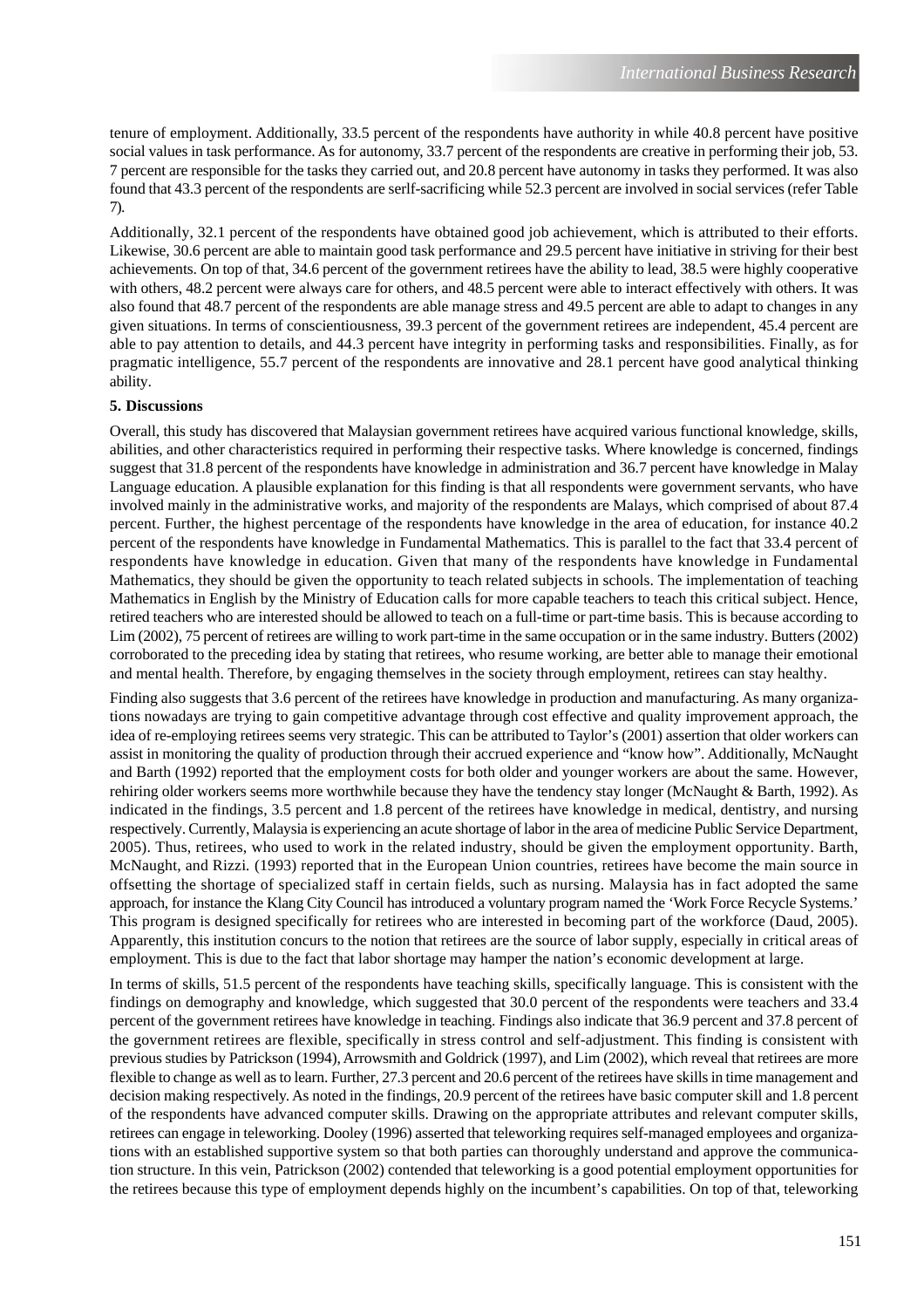tenure of employment. Additionally, 33.5 percent of the respondents have authority in while 40.8 percent have positive social values in task performance. As for autonomy, 33.7 percent of the respondents are creative in performing their job, 53. 7 percent are responsible for the tasks they carried out, and 20.8 percent have autonomy in tasks they performed. It was also found that 43.3 percent of the respondents are serlf-sacrificing while 52.3 percent are involved in social services (refer Table 7).

Additionally, 32.1 percent of the respondents have obtained good job achievement, which is attributed to their efforts. Likewise, 30.6 percent are able to maintain good task performance and 29.5 percent have initiative in striving for their best achievements. On top of that, 34.6 percent of the government retirees have the ability to lead, 38.5 were highly cooperative with others, 48.2 percent were always care for others, and 48.5 percent were able to interact effectively with others. It was also found that 48.7 percent of the respondents are able manage stress and 49.5 percent are able to adapt to changes in any given situations. In terms of conscientiousness, 39.3 percent of the government retirees are independent, 45.4 percent are able to pay attention to details, and 44.3 percent have integrity in performing tasks and responsibilities. Finally, as for pragmatic intelligence, 55.7 percent of the respondents are innovative and 28.1 percent have good analytical thinking ability.

## 5. Discussions

Overall, this study has discovered that Malaysian government retirees have acquired various functional knowledge, skills, abilities, and other characteristics required in performing their respective tasks. Where knowledge is concerned, findings suggest that 31.8 percent of the respondents have knowledge in administration and 36.7 percent have knowledge in Malay Language education. A plausible explanation for this finding is that all respondents were government servants, who have involved mainly in the administrative works, and majority of the respondents are Malays, which comprised of about 87.4 percent. Further, the highest percentage of the respondents have knowledge in the area of education, for instance 40.2 percent of the respondents have knowledge in Fundamental Mathematics. This is parallel to the fact that 33.4 percent of respondents have knowledge in education. Given that many of the respondents have knowledge in Fundamental Mathematics, they should be given the opportunity to teach related subjects in schools. The implementation of teaching Mathematics in English by the Ministry of Education calls for more capable teachers to teach this critical subject. Hence, retired teachers who are interested should be allowed to teach on a full-time or part-time basis. This is because according to Lim (2002), 75 percent of retirees are willing to work part-time in the same occupation or in the same industry. Butters (2002) corroborated to the preceding idea by stating that retirees, who resume working, are better able to manage their emotional and mental health. Therefore, by engaging themselves in the society through employment, retirees can stay healthy.

Finding also suggests that 3.6 percent of the retirees have knowledge in production and manufacturing. As many organizations nowadays are trying to gain competitive advantage through cost effective and quality improvement approach, the idea of re-employing retirees seems very strategic. This can be attributed to Taylor's (2001) assertion that older workers can assist in monitoring the quality of production through their accrued experience and "know how". Additionally, McNaught and Barth (1992) reported that the employment costs for both older and younger workers are about the same. However, rehiring older workers seems more worthwhile because they have the tendency stay longer (McNaught & Barth, 1992). As indicated in the findings, 3.5 percent and 1.8 percent of the retirees have knowledge in medical, dentistry, and nursing respectively. Currently, Malaysia is experiencing an acute shortage of labor in the area of medicine Public Service Department, 2005). Thus, retirees, who used to work in the related industry, should be given the employment opportunity. Barth, McNaught, and Rizzi. (1993) reported that in the European Union countries, retirees have become the main source in offsetting the shortage of specialized staff in certain fields, such as nursing. Malaysia has in fact adopted the same approach, for instance the Klang City Council has introduced a voluntary program named the 'Work Force Recycle Systems.' This program is designed specifically for retirees who are interested in becoming part of the workforce (Daud, 2005). Apparently, this institution concurs to the notion that retirees are the source of labor supply, especially in critical areas of employment. This is due to the fact that labor shortage may hamper the nation's economic development at large.

In terms of skills, 51.5 percent of the respondents have teaching skills, specifically language. This is consistent with the findings on demography and knowledge, which suggested that 30.0 percent of the respondents were teachers and 33.4 percent of the government retirees have knowledge in teaching. Findings also indicate that 36.9 percent and 37.8 percent of the government retirees are flexible, specifically in stress control and self-adjustment. This finding is consistent with previous studies by Patrickson (1994), Arrowsmith and Goldrick (1997), and Lim (2002), which reveal that retirees are more flexible to change as well as to learn. Further, 27.3 percent and 20.6 percent of the retirees have skills in time management and decision making respectively. As noted in the findings, 20.9 percent of the retirees have basic computer skill and 1.8 percent of the respondents have advanced computer skills. Drawing on the appropriate attributes and relevant computer skills, retirees can engage in teleworking. Dooley (1996) asserted that teleworking requires self-managed employees and organizations with an established supportive system so that both parties can thoroughly understand and approve the communication structure. In this vein, Patrickson (2002) contended that teleworking is a good potential employment opportunities for the retirees because this type of employment depends highly on the incumbent's capabilities. On top of that, teleworking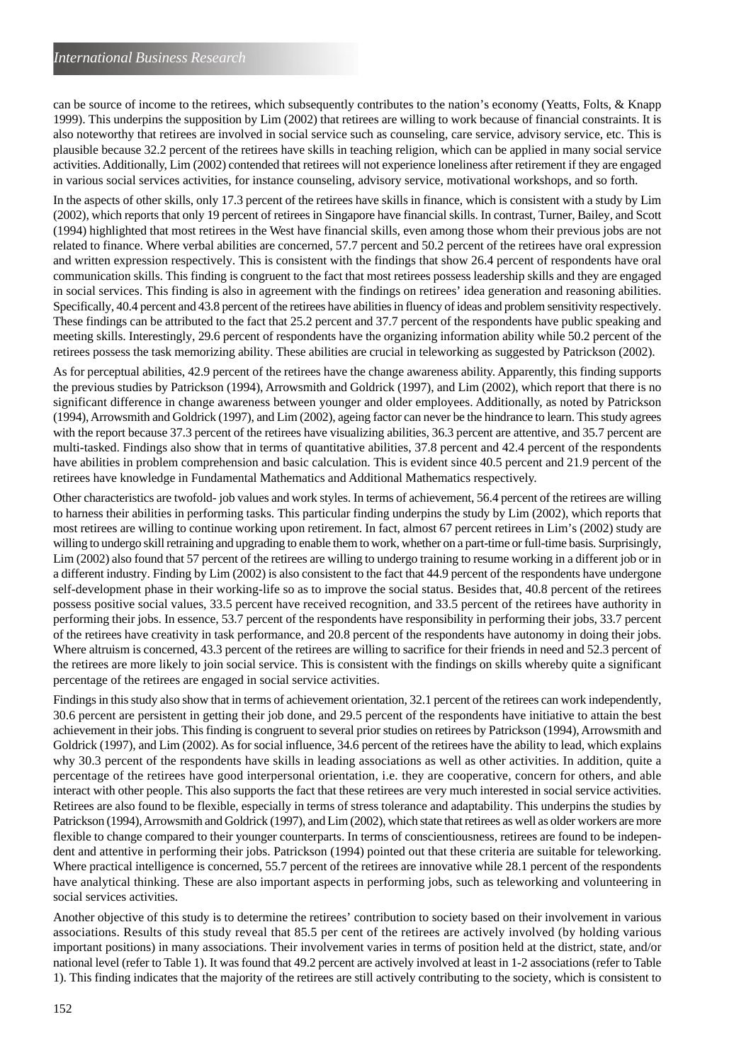can be source of income to the retirees, which subsequently contributes to the nation's economy (Yeatts, Folts, & Knapp 1999). This underpins the supposition by Lim (2002) that retirees are willing to work because of financial constraints. It is also noteworthy that retirees are involved in social service such as counseling, care service, advisory service, etc. This is plausible because 32.2 percent of the retirees have skills in teaching religion, which can be applied in many social service activities. Additionally, Lim (2002) contended that retirees will not experience loneliness after retirement if they are engaged in various social services activities, for instance counseling, advisory service, motivational workshops, and so forth.

In the aspects of other skills, only 17.3 percent of the retirees have skills in finance, which is consistent with a study by Lim (2002), which reports that only 19 percent of retirees in Singapore have financial skills. In contrast, Turner, Bailey, and Scott (1994) highlighted that most retirees in the West have financial skills, even among those whom their previous jobs are not related to finance. Where verbal abilities are concerned, 57.7 percent and 50.2 percent of the retirees have oral expression and written expression respectively. This is consistent with the findings that show 26.4 percent of respondents have oral communication skills. This finding is congruent to the fact that most retirees possess leadership skills and they are engaged in social services. This finding is also in agreement with the findings on retirees' idea generation and reasoning abilities. Specifically, 40.4 percent and 43.8 percent of the retirees have abilities in fluency of ideas and problem sensitivity respectively. These findings can be attributed to the fact that 25.2 percent and 37.7 percent of the respondents have public speaking and meeting skills. Interestingly, 29.6 percent of respondents have the organizing information ability while 50.2 percent of the retirees possess the task memorizing ability. These abilities are crucial in teleworking as suggested by Patrickson (2002).

As for perceptual abilities, 42.9 percent of the retirees have the change awareness ability. Apparently, this finding supports the previous studies by Patrickson (1994), Arrowsmith and Goldrick (1997), and Lim (2002), which report that there is no significant difference in change awareness between younger and older employees. Additionally, as noted by Patrickson (1994), Arrowsmith and Goldrick (1997), and Lim (2002), ageing factor can never be the hindrance to learn. This study agrees with the report because 37.3 percent of the retirees have visualizing abilities, 36.3 percent are attentive, and 35.7 percent are multi-tasked. Findings also show that in terms of quantitative abilities, 37.8 percent and 42.4 percent of the respondents have abilities in problem comprehension and basic calculation. This is evident since 40.5 percent and 21.9 percent of the retirees have knowledge in Fundamental Mathematics and Additional Mathematics respectively.

Other characteristics are twofold- job values and work styles. In terms of achievement, 56.4 percent of the retirees are willing to harness their abilities in performing tasks. This particular finding underpins the study by Lim (2002), which reports that most retirees are willing to continue working upon retirement. In fact, almost 67 percent retirees in Lim's (2002) study are willing to undergo skill retraining and upgrading to enable them to work, whether on a part-time or full-time basis. Surprisingly, Lim (2002) also found that 57 percent of the retirees are willing to undergo training to resume working in a different job or in a different industry. Finding by Lim (2002) is also consistent to the fact that 44.9 percent of the respondents have undergone self-development phase in their working-life so as to improve the social status. Besides that, 40.8 percent of the retirees possess positive social values, 33.5 percent have received recognition, and 33.5 percent of the retirees have authority in performing their jobs. In essence, 53.7 percent of the respondents have responsibility in performing their jobs, 33.7 percent of the retirees have creativity in task performance, and 20.8 percent of the respondents have autonomy in doing their jobs. Where altruism is concerned, 43.3 percent of the retirees are willing to sacrifice for their friends in need and 52.3 percent of the retirees are more likely to join social service. This is consistent with the findings on skills whereby quite a significant percentage of the retirees are engaged in social service activities.

Findings in this study also show that in terms of achievement orientation, 32.1 percent of the retirees can work independently, 30.6 percent are persistent in getting their job done, and 29.5 percent of the respondents have initiative to attain the best achievement in their jobs. This finding is congruent to several prior studies on retirees by Patrickson (1994), Arrowsmith and Goldrick (1997), and Lim (2002). As for social influence, 34.6 percent of the retirees have the ability to lead, which explains why 30.3 percent of the respondents have skills in leading associations as well as other activities. In addition, quite a percentage of the retirees have good interpersonal orientation, i.e. they are cooperative, concern for others, and able interact with other people. This also supports the fact that these retirees are very much interested in social service activities. Retirees are also found to be flexible, especially in terms of stress tolerance and adaptability. This underpins the studies by Patrickson (1994), Arrowsmith and Goldrick (1997), and Lim (2002), which state that retirees as well as older workers are more flexible to change compared to their younger counterparts. In terms of conscientiousness, retirees are found to be independent and attentive in performing their jobs. Patrickson (1994) pointed out that these criteria are suitable for teleworking. Where practical intelligence is concerned, 55.7 percent of the retirees are innovative while 28.1 percent of the respondents have analytical thinking. These are also important aspects in performing jobs, such as teleworking and volunteering in social services activities.

Another objective of this study is to determine the retirees' contribution to society based on their involvement in various associations. Results of this study reveal that 85.5 per cent of the retirees are actively involved (by holding various important positions) in many associations. Their involvement varies in terms of position held at the district, state, and/or national level (refer to Table 1). It was found that 49.2 percent are actively involved at least in 1-2 associations (refer to Table 1). This finding indicates that the majority of the retirees are still actively contributing to the society, which is consistent to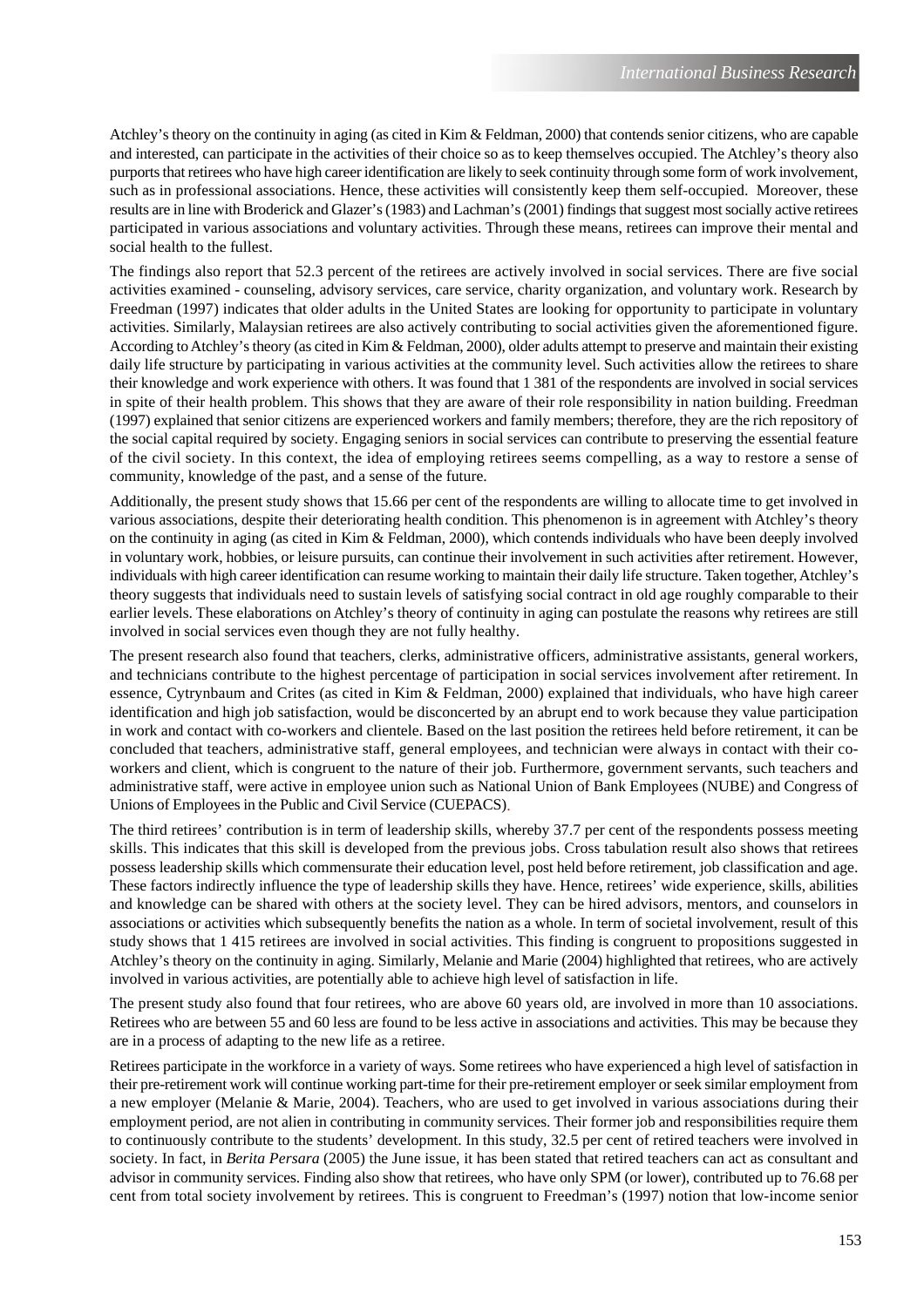Atchley's theory on the continuity in aging (as cited in Kim & Feldman, 2000) that contends senior citizens, who are capable and interested, can participate in the activities of their choice so as to keep themselves occupied. The Atchley's theory also purports that retirees who have high career identification are likely to seek continuity through some form of work involvement, such as in professional associations. Hence, these activities will consistently keep them self-occupied. Moreover, these results are in line with Broderick and Glazer's (1983) and Lachman's (2001) findings that suggest most socially active retirees participated in various associations and voluntary activities. Through these means, retirees can improve their mental and social health to the fullest.

The findings also report that 52.3 percent of the retirees are actively involved in social services. There are five social activities examined - counseling, advisory services, care service, charity organization, and voluntary work. Research by Freedman (1997) indicates that older adults in the United States are looking for opportunity to participate in voluntary activities. Similarly, Malaysian retirees are also actively contributing to social activities given the aforementioned figure. According to Atchley's theory (as cited in Kim & Feldman, 2000), older adults attempt to preserve and maintain their existing daily life structure by participating in various activities at the community level. Such activities allow the retirees to share their knowledge and work experience with others. It was found that 1 381 of the respondents are involved in social services in spite of their health problem. This shows that they are aware of their role responsibility in nation building. Freedman (1997) explained that senior citizens are experienced workers and family members; therefore, they are the rich repository of the social capital required by society. Engaging seniors in social services can contribute to preserving the essential feature of the civil society. In this context, the idea of employing retirees seems compelling, as a way to restore a sense of community, knowledge of the past, and a sense of the future.

Additionally, the present study shows that 15.66 per cent of the respondents are willing to allocate time to get involved in various associations, despite their deteriorating health condition. This phenomenon is in agreement with Atchley's theory on the continuity in aging (as cited in Kim & Feldman, 2000), which contends individuals who have been deeply involved in voluntary work, hobbies, or leisure pursuits, can continue their involvement in such activities after retirement. However, individuals with high career identification can resume working to maintain their daily life structure. Taken together, Atchley's theory suggests that individuals need to sustain levels of satisfying social contract in old age roughly comparable to their earlier levels. These elaborations on Atchley's theory of continuity in aging can postulate the reasons why retirees are still involved in social services even though they are not fully healthy.

The present research also found that teachers, clerks, administrative officers, administrative assistants, general workers, and technicians contribute to the highest percentage of participation in social services involvement after retirement. In essence, Cytrynbaum and Crites (as cited in Kim & Feldman, 2000) explained that individuals, who have high career identification and high job satisfaction, would be disconcerted by an abrupt end to work because they value participation in work and contact with co-workers and clientele. Based on the last position the retirees held before retirement, it can be concluded that teachers, administrative staff, general employees, and technician were always in contact with their co-workers and client, which is congruent to the nature of their job. Furthermore, government servants, such teachers and administrative staff, were active in employee union such as National Union of Bank Employees (NUBE) and Congress of Unions of Employees in the Public and Civil Service (CUEPACS).

The third retirees' contribution is in term of leadership skills, whereby 37.7 per cent of the respondents possess meeting skills. This indicates that this skill is developed from the previous jobs. Cross tabulation result also shows that retirees possess leadership skills which commensurate their education level, post held before retirement, job classification and age. These factors indirectly influence the type of leadership skills they have. Hence, retirees' wide experience, skills, abilities and knowledge can be shared with others at the society level. They can be hired advisors, mentors, and counselors in associations or activities which subsequently benefits the nation as a whole. In term of societal involvement, result of this study shows that 1 415 retirees are involved in social activities. This finding is congruent to propositions suggested in Atchley's theory on the continuity in aging. Similarly, Melanie and Marie (2004) highlighted that retirees, who are actively involved in various activities, are potentially able to achieve high level of satisfaction in life.

The present study also found that four retirees, who are above 60 years old, are involved in more than 10 associations. Retirees who are between 55 and 60 less are found to be less active in associations and activities. This may be because they are in a process of adapting to the new life as a retiree.

Retirees participate in the workforce in a variety of ways. Some retirees who have experienced a high level of satisfaction in their pre-retirement work will continue working part-time for their pre-retirement employer or seek similar employment from a new employer (Melanie & Marie, 2004). Teachers, who are used to get involved in various associations during their employment period, are not alien in contributing in community services. Their former job and responsibilities require them to continuously contribute to the students' development. In this study, 32.5 per cent of retired teachers were involved in society. In fact, in *Berita Persara* (2005) the June issue, it has been stated that retired teachers can act as consultant and advisor in community services. Finding also show that retirees, who have only SPM (or lower), contributed up to 76.68 per cent from total society involvement by retirees. This is congruent to Freedman's (1997) notion that low-income senior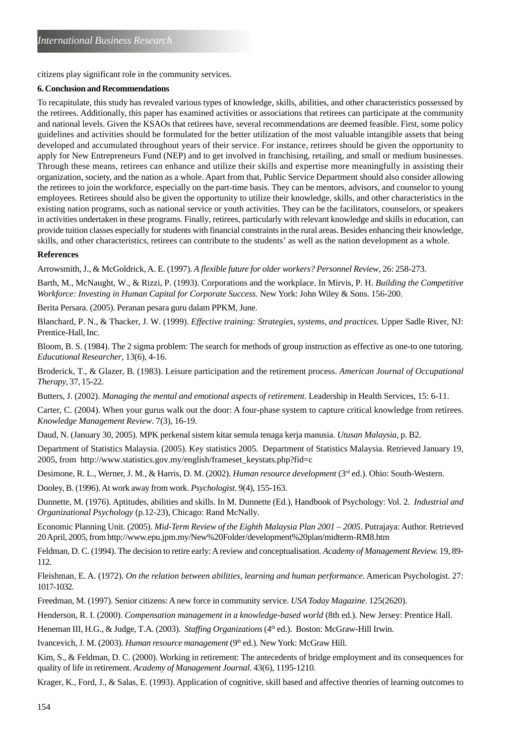citizens play significant role in the community services.

**6. Conclusion and Recommendations**

To recapitulate, this study has revealed various types of knowledge, skills, abilities, and other characteristics possessed by the retirees. Additionally, this paper has examined activities or associations that retirees can participate at the community and national levels. Given the KSAOs that retirees have, several recommendations are deemed feasible. First, some policy guidelines and activities should be formulated for the better utilization of the most valuable intangible assets that being developed and accumulated throughout years of their service. For instance, retirees should be given the opportunity to apply for New Entrepreneurs Fund (NEP) and to get involved in franchising, retailing, and small or medium businesses. Through these means, retirees can enhance and utilize their skills and expertise more meaningfully in assisting their organization, society, and the nation as a whole. Apart from that, Public Service Department should also consider allowing the retirees to join the workforce, especially on the part-time basis. They can be mentors, advisors, and counselor to young employees. Retirees should also be given the opportunity to utilize their knowledge, skills, and other characteristics in the existing nation programs, such as national service or youth activities. They can be the facilitators, counselors, or speakers in activities undertaken in these programs. Finally, retirees, particularly with relevant knowledge and skills in education, can provide tuition classes especially for students with financial constraints in the rural areas. Besides enhancing their knowledge, skills, and other characteristics, retirees can contribute to the students' as well as the nation development as a whole.

**References**

Arrowsmith, J., & McGoldrick, A. E. (1997). *A flexible future for older workers? Personnel Review*, 26: 258-273.

Barth, M., McNaught, W., & Rizzi, P. (1993). Corporations and the workplace. In Mirvis, P. H. *Building the Competitive Workforce: Investing in Human Capital for Corporate Success.* New York: John Wiley & Sons. 156-200.

Berita Persara. (2005). Peranan pesara guru dalam PPKM, June.

Blanchard, P. N., & Thacker, J. W. (1999). *Effective training: Strategies, systems, and practices.* Upper Sadle River, NJ: Prentice-Hall, Inc.

Bloom, B. S. (1984). The 2 sigma problem: The search for methods of group instruction as effective as one-to one tutoring. *Educational Researcher*, 13(6), 4-16.

Broderick, T., & Glazer, B. (1983). Leisure participation and the retirement process. *American Journal of Occupational Therapy*, 37, 15-22.

Butters, J. (2002). *Managing the mental and emotional aspects of retirement*. Leadership in Health Services, 15: 6-11.

Carter, C. (2004). When your gurus walk out the door: A four-phase system to capture critical knowledge from retirees. *Knowledge Management Review*. 7(3), 16-19.

Daud, N. (January 30, 2005). MPK perkenal sistem kitar semula tenaga kerja manusia. *Utusan Malaysia*, p. B2.

Department of Statistics Malaysia. (2005). Key statistics 2005. Department of Statistics Malaysia. Retrieved January 19, 2005, from http://www.statistics.gov.my/english/frameset_keystats.php?fid=c

Desimone, R. L., Werner, J. M., & Harris, D. M. (2002). *Human resource development* (3rd ed.). Ohio: South-Western.

Dooley, B. (1996). At work away from work. *Psychologist*. 9(4), 155-163.

Dunnette, M. (1976). Aptitudes, abilities and skills. In M. Dunnette (Ed.), Handbook of Psychology: Vol. 2. *Industrial and Organizational Psychology* (p.12-23), Chicago: Rand McNally.

Economic Planning Unit. (2005). *Mid-Term Review of the Eighth Malaysia Plan 2001 – 2005*. Putrajaya: Author. Retrieved 20 April, 2005, from http://www.epu.jpm.my/New%20Folder/development%20plan/midterm-RM8.htm

Feldman, D. C. (1994). The decision to retire early: A review and conceptualisation. *Academy of Management Review*. 19, 89-112.

Fleishman, E. A. (1972). *On the relation between abilities, learning and human performance*. American Psychologist. 27: 1017-1032.

Freedman, M. (1997). Senior citizens: A new force in community service. *USA Today Magazine*. 125(2620).

Henderson, R. I. (2000). *Compensation management in a knowledge-based world* (8th ed.). New Jersey: Prentice Hall.

Heneman III, H.G., & Judge, T.A. (2003). *Staffing Organizations* (4th ed.). Boston: McGraw-Hill Irwin.

Ivancevich, J. M. (2003). *Human resource management* (9th ed.). New York: McGraw Hill.

Kim, S., & Feldman, D. C. (2000). Working in retirement: The antecedents of bridge employment and its consequences for quality of life in retirement. *Academy of Management Journal*. 43(6), 1195-1210.

Krager, K., Ford, J., & Salas, E. (1993). Application of cognitive, skill based and affective theories of learning outcomes to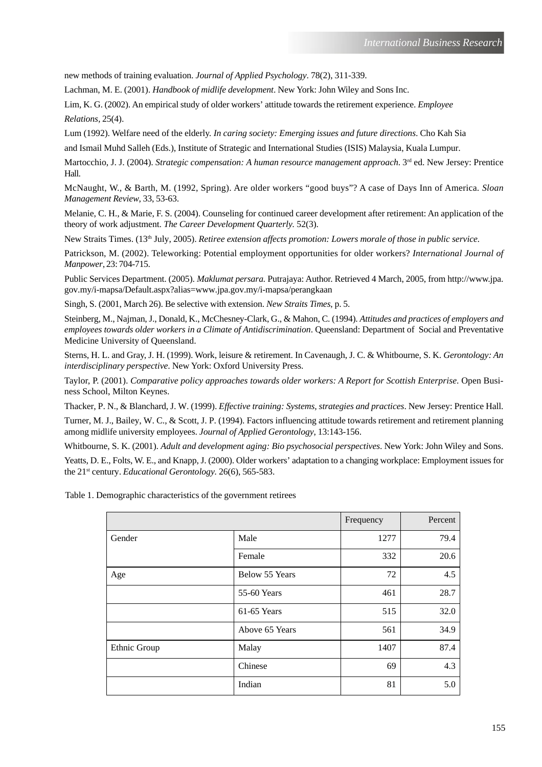new methods of training evaluation. *Journal of Applied Psychology*. 78(2), 311-339.

Lachman, M. E. (2001). *Handbook of midlife development*. New York: John Wiley and Sons Inc.

Lim, K. G. (2002). An empirical study of older workers' attitude towards the retirement experience. *Employee Relations*, 25(4).

Lum (1992). Welfare need of the elderly. *In caring society: Emerging issues and future directions*. Cho Kah Sia and Ismail Muhd Salleh (Eds.), Institute of Strategic and International Studies (ISIS) Malaysia, Kuala Lumpur.

Martocchio, J. J. (2004). *Strategic compensation: A human resource management approach*. 3rd ed. New Jersey: Prentice Hall.

McNaught, W., & Barth, M. (1992, Spring). Are older workers "good buys"? A case of Days Inn of America. *Sloan Management Review*, 33, 53-63.

Melanie, C. H., & Marie, F. S. (2004). Counseling for continued career development after retirement: An application of the theory of work adjustment. *The Career Development Quarterly.* 52(3).

New Straits Times. (13th July, 2005). *Retiree extension affects promotion: Lowers morale of those in public service.*

Patrickson, M. (2002). Teleworking: Potential employment opportunities for older workers? *International Journal of Manpower*, 23: 704-715.

Public Services Department. (2005). *Maklumat persara.* Putrajaya: Author. Retrieved 4 March, 2005, from http://www.jpa.gov.my/i-mapsa/Default.aspx?alias=www.jpa.gov.my/i-mapsa/perangkaan

Singh, S. (2001, March 26). Be selective with extension. *New Straits Times*, p. 5.

Steinberg, M., Najman, J., Donald, K., McChesney-Clark, G., & Mahon, C. (1994). *Attitudes and practices of employers and employees towards older workers in a Climate of Antidiscrimination*. Queensland: Department of Social and Preventative Medicine University of Queensland.

Sterns, H. L. and Gray, J. H. (1999). Work, leisure & retirement. In Cavenaugh, J. C. & Whitbourne, S. K. *Gerontology: An interdisciplinary perspective*. New York: Oxford University Press.

Taylor, P. (2001). *Comparative policy approaches towards older workers: A Report for Scottish Enterprise.* Open Business School, Milton Keynes.

Thacker, P. N., & Blanchard, J. W. (1999). *Effective training: Systems, strategies and practices*. New Jersey: Prentice Hall.

Turner, M. J., Bailey, W. C., & Scott, J. P. (1994). Factors influencing attitude towards retirement and retirement planning among midlife university employees. *Journal of Applied Gerontology*, 13:143-156.

Whitbourne, S. K. (2001). *Adult and development aging: Bio psychosocial perspectives*. New York: John Wiley and Sons.

Yeatts, D. E., Folts, W. E., and Knapp, J. (2000). Older workers' adaptation to a changing workplace: Employment issues for the 21st century. *Educational Gerontology.* 26(6), 565-583.

Table 1. Demographic characteristics of the government retirees

| | | Frequency | Percent |
|---|---|---|---|
| Gender | Male | 1277 | 79.4 |
| | Female | 332 | 20.6 |
| Age | Below 55 Years | 72 | 4.5 |
| | 55-60 Years | 461 | 28.7 |
| | 61-65 Years | 515 | 32.0 |
| | Above 65 Years | 561 | 34.9 |
| Ethnic Group | Malay | 1407 | 87.4 |
| | Chinese | 69 | 4.3 |
| | Indian | 81 | 5.0 |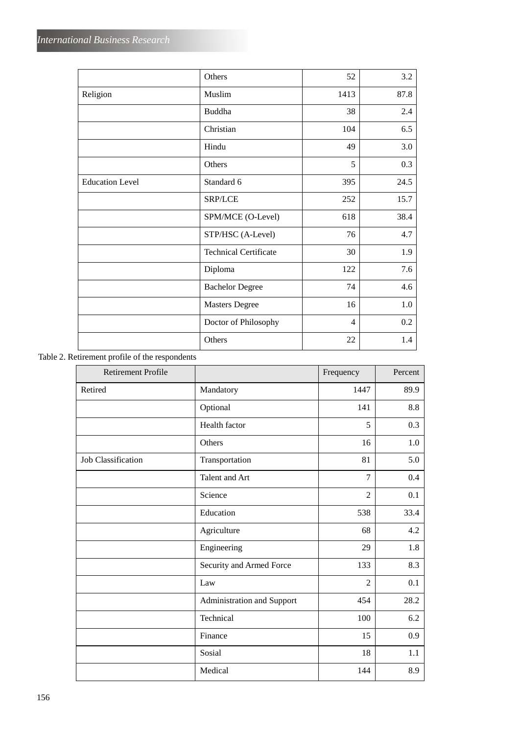|  |  |  |  |
|---|---|---|---|
|  | Others | 52 | 3.2 |
| Religion | Muslim | 1413 | 87.8 |
|  | Buddha | 38 | 2.4 |
|  | Christian | 104 | 6.5 |
|  | Hindu | 49 | 3.0 |
|  | Others | 5 | 0.3 |
| Education Level | Standard 6 | 395 | 24.5 |
|  | SRP/LCE | 252 | 15.7 |
|  | SPM/MCE (O-Level) | 618 | 38.4 |
|  | STP/HSC (A-Level) | 76 | 4.7 |
|  | Technical Certificate | 30 | 1.9 |
|  | Diploma | 122 | 7.6 |
|  | Bachelor Degree | 74 | 4.6 |
|  | Masters Degree | 16 | 1.0 |
|  | Doctor of Philosophy | 4 | 0.2 |
|  | Others | 22 | 1.4 |

Table 2. Retirement profile of the respondents

| Retirement Profile |  | Frequency | Percent |
|---|---|---|---|
| Retired | Mandatory | 1447 | 89.9 |
|  | Optional | 141 | 8.8 |
|  | Health factor | 5 | 0.3 |
|  | Others | 16 | 1.0 |
| Job Classification | Transportation | 81 | 5.0 |
|  | Talent and Art | 7 | 0.4 |
|  | Science | 2 | 0.1 |
|  | Education | 538 | 33.4 |
|  | Agriculture | 68 | 4.2 |
|  | Engineering | 29 | 1.8 |
|  | Security and Armed Force | 133 | 8.3 |
|  | Law | 2 | 0.1 |
|  | Administration and Support | 454 | 28.2 |
|  | Technical | 100 | 6.2 |
|  | Finance | 15 | 0.9 |
|  | Sosial | 18 | 1.1 |
|  | Medical | 144 | 8.9 |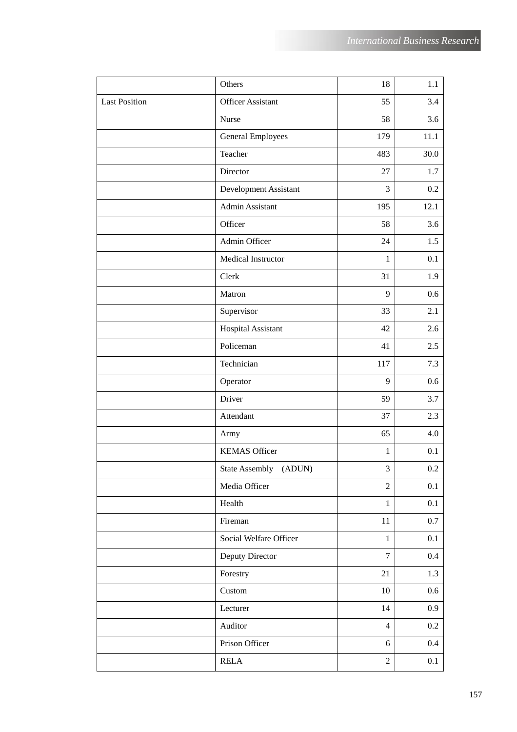| | | | |
|---|---|---|---|
| | Others | 18 | 1.1 |
| Last Position | Officer Assistant | 55 | 3.4 |
| | Nurse | 58 | 3.6 |
| | General Employees | 179 | 11.1 |
| | Teacher | 483 | 30.0 |
| | Director | 27 | 1.7 |
| | Development Assistant | 3 | 0.2 |
| | Admin Assistant | 195 | 12.1 |
| | Officer | 58 | 3.6 |
| | Admin Officer | 24 | 1.5 |
| | Medical Instructor | 1 | 0.1 |
| | Clerk | 31 | 1.9 |
| | Matron | 9 | 0.6 |
| | Supervisor | 33 | 2.1 |
| | Hospital Assistant | 42 | 2.6 |
| | Policeman | 41 | 2.5 |
| | Technician | 117 | 7.3 |
| | Operator | 9 | 0.6 |
| | Driver | 59 | 3.7 |
| | Attendant | 37 | 2.3 |
| | Army | 65 | 4.0 |
| | KEMAS Officer | 1 | 0.1 |
| | State Assembly (ADUN) | 3 | 0.2 |
| | Media Officer | 2 | 0.1 |
| | Health | 1 | 0.1 |
| | Fireman | 11 | 0.7 |
| | Social Welfare Officer | 1 | 0.1 |
| | Deputy Director | 7 | 0.4 |
| | Forestry | 21 | 1.3 |
| | Custom | 10 | 0.6 |
| | Lecturer | 14 | 0.9 |
| | Auditor | 4 | 0.2 |
| | Prison Officer | 6 | 0.4 |
| | RELA | 2 | 0.1 |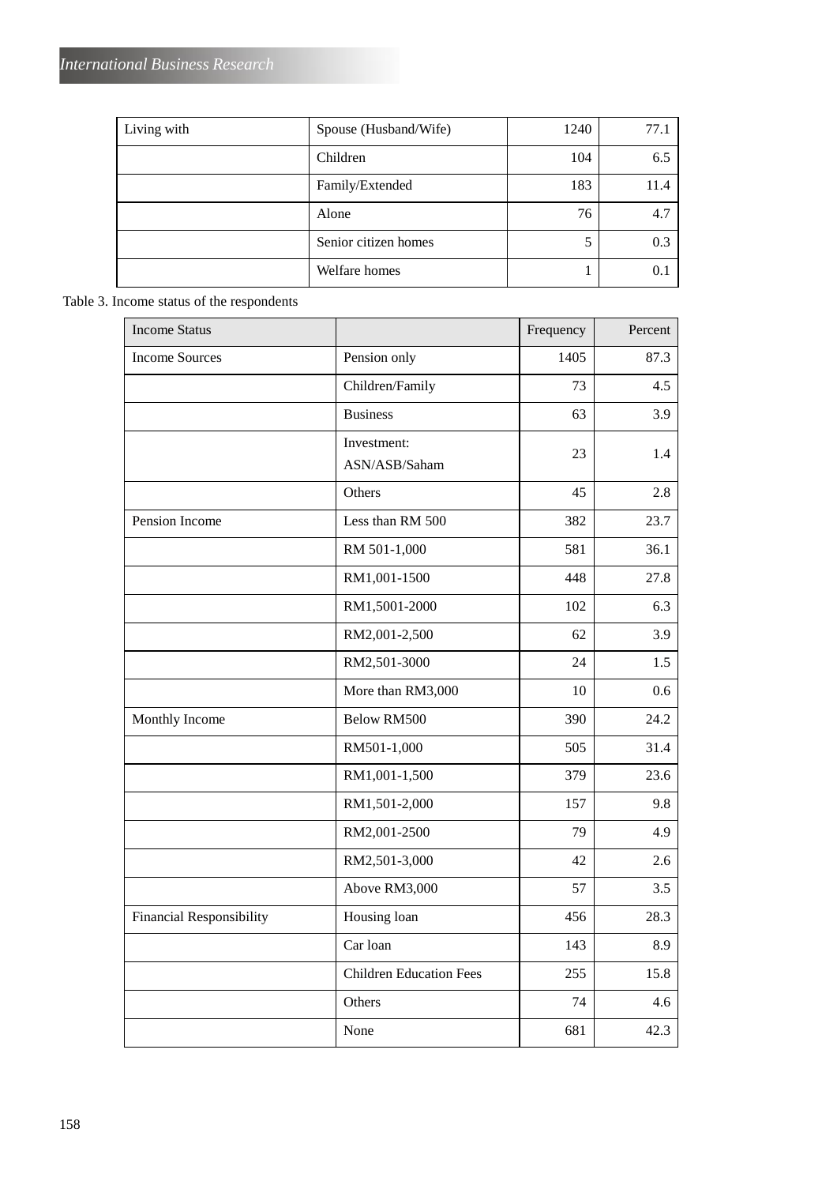| Living with | Spouse (Husband/Wife) | 1240 | 77.1 |
|---|---|---|---|
| | Children | 104 | 6.5 |
| | Family/Extended | 183 | 11.4 |
| | Alone | 76 | 4.7 |
| | Senior citizen homes | 5 | 0.3 |
| | Welfare homes | 1 | 0.1 |

Table 3. Income status of the respondents

| Income Status | | Frequency | Percent |
|---|---|---|---|
| Income Sources | Pension only | 1405 | 87.3 |
| | Children/Family | 73 | 4.5 |
| | Business | 63 | 3.9 |
| | Investment: ASN/ASB/Saham | 23 | 1.4 |
| | Others | 45 | 2.8 |
| Pension Income | Less than RM 500 | 382 | 23.7 |
| | RM 501-1,000 | 581 | 36.1 |
| | RM1,001-1500 | 448 | 27.8 |
| | RM1,5001-2000 | 102 | 6.3 |
| | RM2,001-2,500 | 62 | 3.9 |
| | RM2,501-3000 | 24 | 1.5 |
| | More than RM3,000 | 10 | 0.6 |
| Monthly Income | Below RM500 | 390 | 24.2 |
| | RM501-1,000 | 505 | 31.4 |
| | RM1,001-1,500 | 379 | 23.6 |
| | RM1,501-2,000 | 157 | 9.8 |
| | RM2,001-2500 | 79 | 4.9 |
| | RM2,501-3,000 | 42 | 2.6 |
| | Above RM3,000 | 57 | 3.5 |
| Financial Responsibility | Housing loan | 456 | 28.3 |
| | Car loan | 143 | 8.9 |
| | Children Education Fees | 255 | 15.8 |
| | Others | 74 | 4.6 |
| | None | 681 | 42.3 |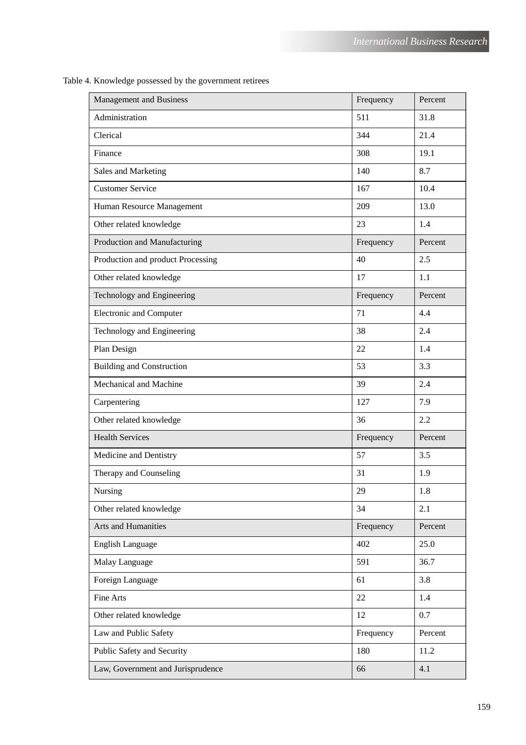Table 4. Knowledge possessed by the government retirees

| Management and Business | Frequency | Percent |
|---|---|---|
| Administration | 511 | 31.8 |
| Clerical | 344 | 21.4 |
| Finance | 308 | 19.1 |
| Sales and Marketing | 140 | 8.7 |
| Customer Service | 167 | 10.4 |
| Human Resource Management | 209 | 13.0 |
| Other related knowledge | 23 | 1.4 |
| Production and Manufacturing | Frequency | Percent |
| Production and product Processing | 40 | 2.5 |
| Other related knowledge | 17 | 1.1 |
| Technology and Engineering | Frequency | Percent |
| Electronic and Computer | 71 | 4.4 |
| Technology and Engineering | 38 | 2.4 |
| Plan Design | 22 | 1.4 |
| Building and Construction | 53 | 3.3 |
| Mechanical and Machine | 39 | 2.4 |
| Carpentering | 127 | 7.9 |
| Other related knowledge | 36 | 2.2 |
| Health Services | Frequency | Percent |
| Medicine and Dentistry | 57 | 3.5 |
| Therapy and Counseling | 31 | 1.9 |
| Nursing | 29 | 1.8 |
| Other related knowledge | 34 | 2.1 |
| Arts and Humanities | Frequency | Percent |
| English Language | 402 | 25.0 |
| Malay Language | 591 | 36.7 |
| Foreign Language | 61 | 3.8 |
| Fine Arts | 22 | 1.4 |
| Other related knowledge | 12 | 0.7 |
| Law and Public Safety | Frequency | Percent |
| Public Safety and Security | 180 | 11.2 |
| Law, Government and Jurisprudence | 66 | 4.1 |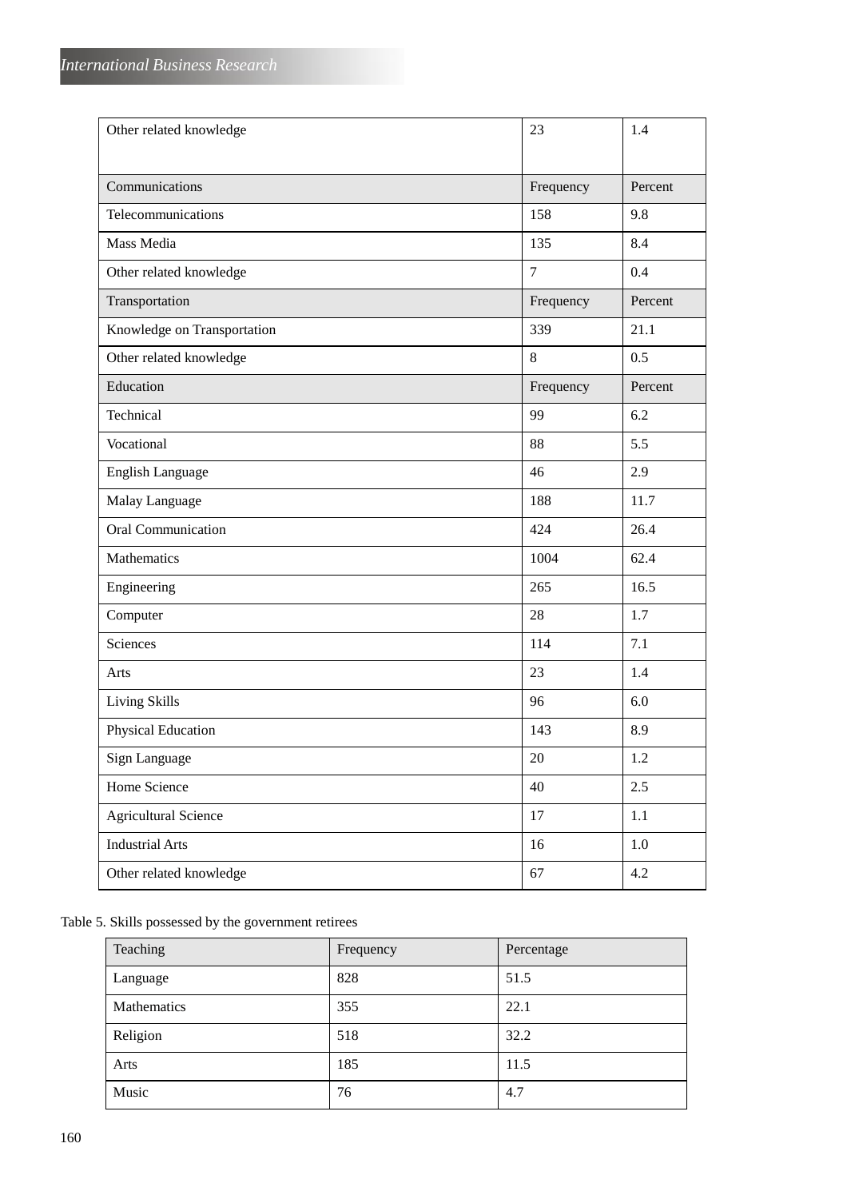| Other related knowledge | 23 | 1.4 |
|---|---|---|
| Communications | Frequency | Percent |
| Telecommunications | 158 | 9.8 |
| Mass Media | 135 | 8.4 |
| Other related knowledge | 7 | 0.4 |
| Transportation | Frequency | Percent |
| Knowledge on Transportation | 339 | 21.1 |
| Other related knowledge | 8 | 0.5 |
| Education | Frequency | Percent |
| Technical | 99 | 6.2 |
| Vocational | 88 | 5.5 |
| English Language | 46 | 2.9 |
| Malay Language | 188 | 11.7 |
| Oral Communication | 424 | 26.4 |
| Mathematics | 1004 | 62.4 |
| Engineering | 265 | 16.5 |
| Computer | 28 | 1.7 |
| Sciences | 114 | 7.1 |
| Arts | 23 | 1.4 |
| Living Skills | 96 | 6.0 |
| Physical Education | 143 | 8.9 |
| Sign Language | 20 | 1.2 |
| Home Science | 40 | 2.5 |
| Agricultural Science | 17 | 1.1 |
| Industrial Arts | 16 | 1.0 |
| Other related knowledge | 67 | 4.2 |

Table 5. Skills possessed by the government retirees

| Teaching | Frequency | Percentage |
|---|---|---|
| Language | 828 | 51.5 |
| Mathematics | 355 | 22.1 |
| Religion | 518 | 32.2 |
| Arts | 185 | 11.5 |
| Music | 76 | 4.7 |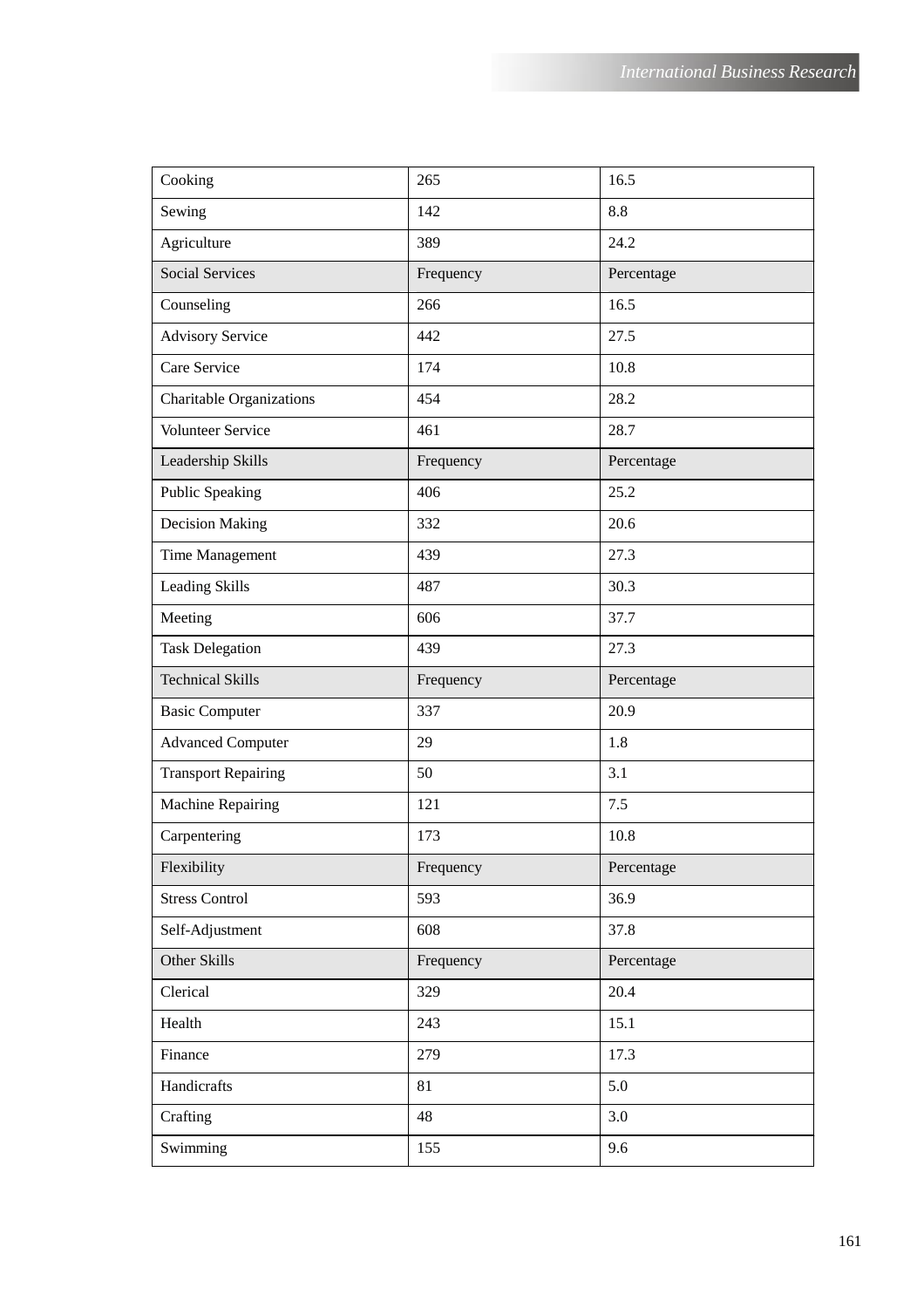| Cooking | 265 | 16.5 |
|---|---|---|
| Sewing | 142 | 8.8 |
| Agriculture | 389 | 24.2 |
| Social Services | Frequency | Percentage |
| Counseling | 266 | 16.5 |
| Advisory Service | 442 | 27.5 |
| Care Service | 174 | 10.8 |
| Charitable Organizations | 454 | 28.2 |
| Volunteer Service | 461 | 28.7 |
| Leadership Skills | Frequency | Percentage |
| Public Speaking | 406 | 25.2 |
| Decision Making | 332 | 20.6 |
| Time Management | 439 | 27.3 |
| Leading Skills | 487 | 30.3 |
| Meeting | 606 | 37.7 |
| Task Delegation | 439 | 27.3 |
| Technical Skills | Frequency | Percentage |
| Basic Computer | 337 | 20.9 |
| Advanced Computer | 29 | 1.8 |
| Transport Repairing | 50 | 3.1 |
| Machine Repairing | 121 | 7.5 |
| Carpentering | 173 | 10.8 |
| Flexibility | Frequency | Percentage |
| Stress Control | 593 | 36.9 |
| Self-Adjustment | 608 | 37.8 |
| Other Skills | Frequency | Percentage |
| Clerical | 329 | 20.4 |
| Health | 243 | 15.1 |
| Finance | 279 | 17.3 |
| Handicrafts | 81 | 5.0 |
| Crafting | 48 | 3.0 |
| Swimming | 155 | 9.6 |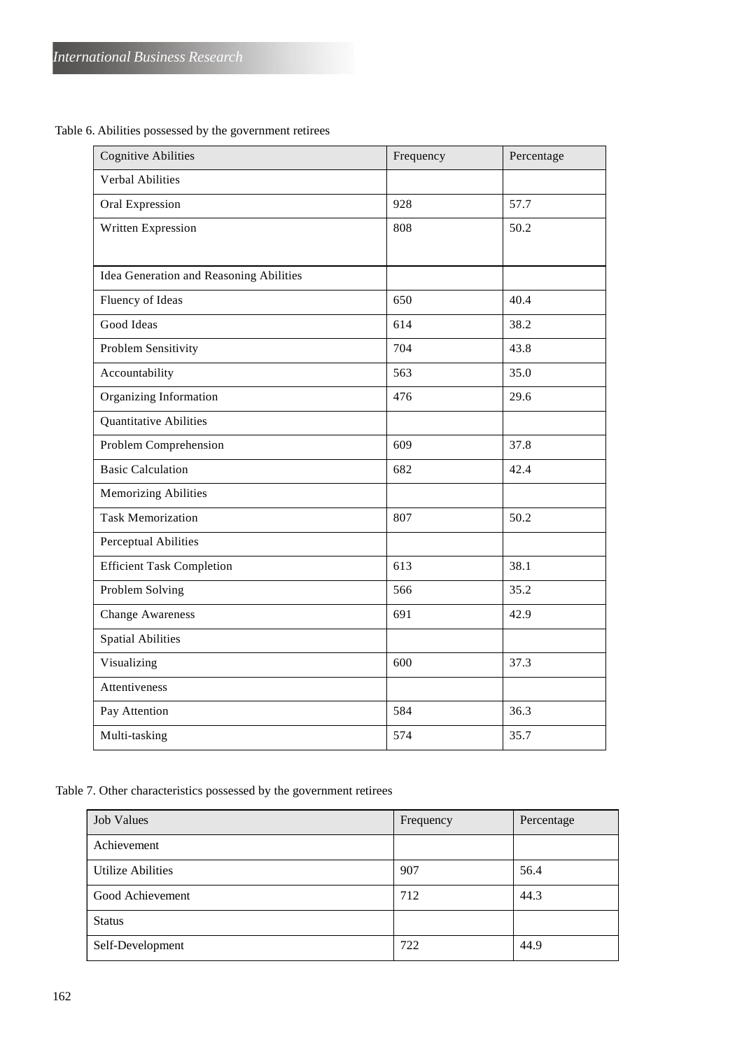Table 6. Abilities possessed by the government retirees

| Cognitive Abilities | Frequency | Percentage |
|---|---|---|
| Verbal Abilities | | |
| Oral Expression | 928 | 57.7 |
| Written Expression | 808 | 50.2 |
| Idea Generation and Reasoning Abilities | | |
| Fluency of Ideas | 650 | 40.4 |
| Good Ideas | 614 | 38.2 |
| Problem Sensitivity | 704 | 43.8 |
| Accountability | 563 | 35.0 |
| Organizing Information | 476 | 29.6 |
| Quantitative Abilities | | |
| Problem Comprehension | 609 | 37.8 |
| Basic Calculation | 682 | 42.4 |
| Memorizing Abilities | | |
| Task Memorization | 807 | 50.2 |
| Perceptual Abilities | | |
| Efficient Task Completion | 613 | 38.1 |
| Problem Solving | 566 | 35.2 |
| Change Awareness | 691 | 42.9 |
| Spatial Abilities | | |
| Visualizing | 600 | 37.3 |
| Attentiveness | | |
| Pay Attention | 584 | 36.3 |
| Multi-tasking | 574 | 35.7 |

Table 7. Other characteristics possessed by the government retirees

| Job Values | Frequency | Percentage |
|---|---|---|
| Achievement | | |
| Utilize Abilities | 907 | 56.4 |
| Good Achievement | 712 | 44.3 |
| Status | | |
| Self-Development | 722 | 44.9 |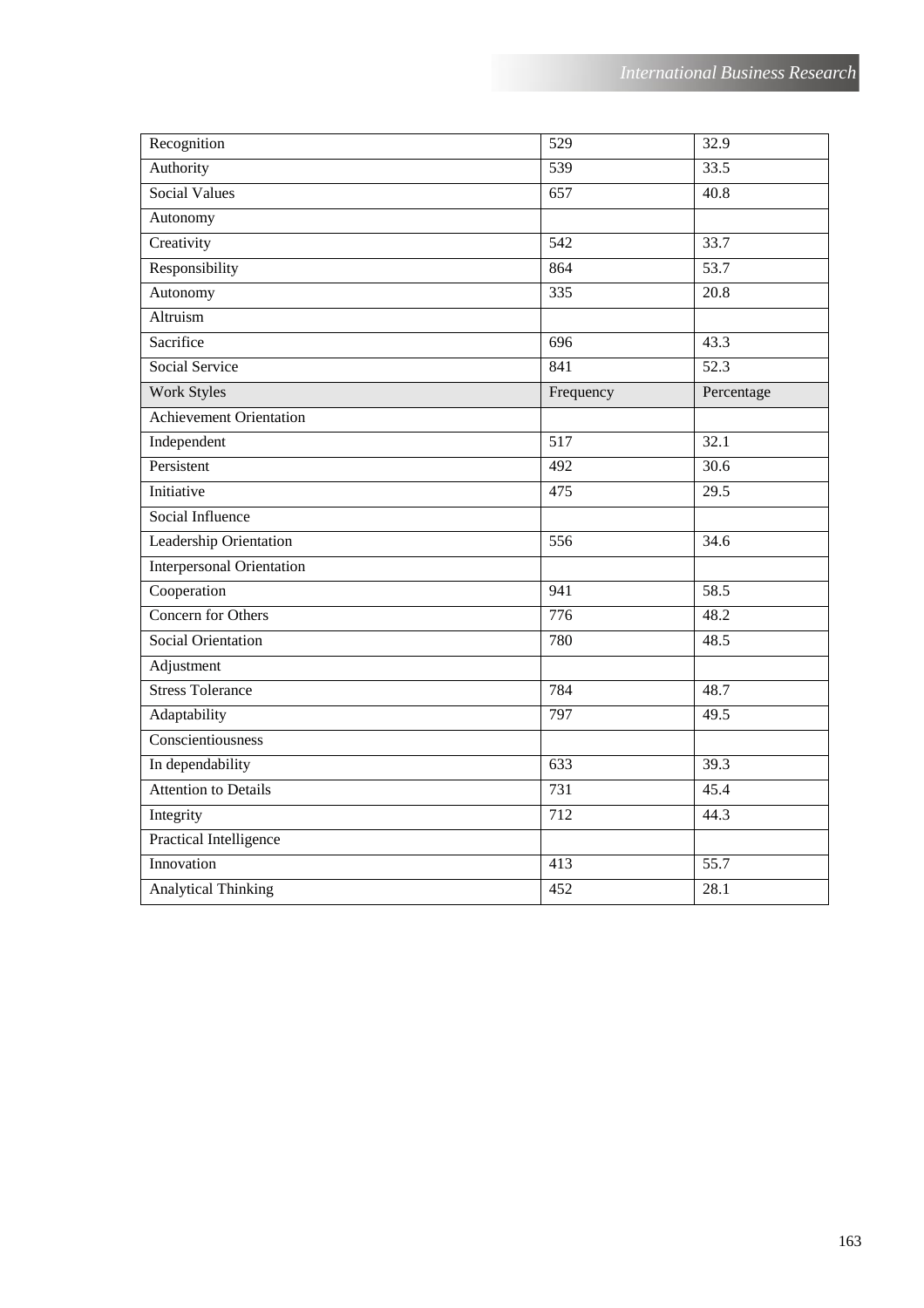| | | |
|---|---|---|
| Recognition | 529 | 32.9 |
| Authority | 539 | 33.5 |
| Social Values | 657 | 40.8 |
| Autonomy | | |
| Creativity | 542 | 33.7 |
| Responsibility | 864 | 53.7 |
| Autonomy | 335 | 20.8 |
| Altruism | | |
| Sacrifice | 696 | 43.3 |
| Social Service | 841 | 52.3 |
| Work Styles | Frequency | Percentage |
| Achievement Orientation | | |
| Independent | 517 | 32.1 |
| Persistent | 492 | 30.6 |
| Initiative | 475 | 29.5 |
| Social Influence | | |
| Leadership Orientation | 556 | 34.6 |
| Interpersonal Orientation | | |
| Cooperation | 941 | 58.5 |
| Concern for Others | 776 | 48.2 |
| Social Orientation | 780 | 48.5 |
| Adjustment | | |
| Stress Tolerance | 784 | 48.7 |
| Adaptability | 797 | 49.5 |
| Conscientiousness | | |
| In dependability | 633 | 39.3 |
| Attention to Details | 731 | 45.4 |
| Integrity | 712 | 44.3 |
| Practical Intelligence | | |
| Innovation | 413 | 55.7 |
| Analytical Thinking | 452 | 28.1 |